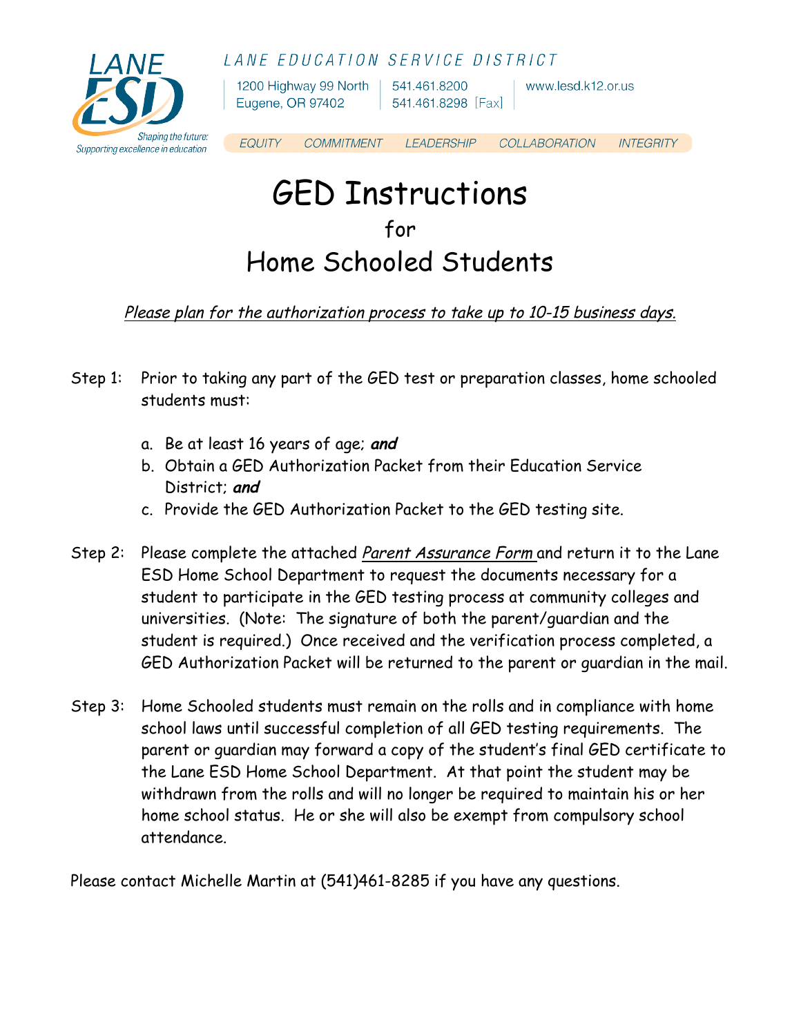LANE EDUCATION SERVICE DISTRICT

LANE ESD
Shaping the future:
Supporting excellence in education

1200 Highway 99 North
Eugene, OR 97402

541.461.8200
541.461.8298 [Fax]

www.lesd.k12.or.us

EQUITY COMMITMENT LEADERSHIP COLLABORATION INTEGRITY

# GED Instructions
## for
## Home Schooled Students

*Please plan for the authorization process to take up to 10-15 business days.*

Step 1: Prior to taking any part of the GED test or preparation classes, home schooled students must:

a. Be at least 16 years of age; ***and***
b. Obtain a GED Authorization Packet from their Education Service District; ***and***
c. Provide the GED Authorization Packet to the GED testing site.

Step 2: Please complete the attached *Parent Assurance Form* and return it to the Lane ESD Home School Department to request the documents necessary for a student to participate in the GED testing process at community colleges and universities. (Note: The signature of both the parent/guardian and the student is required.) Once received and the verification process completed, a GED Authorization Packet will be returned to the parent or guardian in the mail.

Step 3: Home Schooled students must remain on the rolls and in compliance with home school laws until successful completion of all GED testing requirements. The parent or guardian may forward a copy of the student's final GED certificate to the Lane ESD Home School Department. At that point the student may be withdrawn from the rolls and will no longer be required to maintain his or her home school status. He or she will also be exempt from compulsory school attendance.

Please contact Michelle Martin at (541)461-8285 if you have any questions.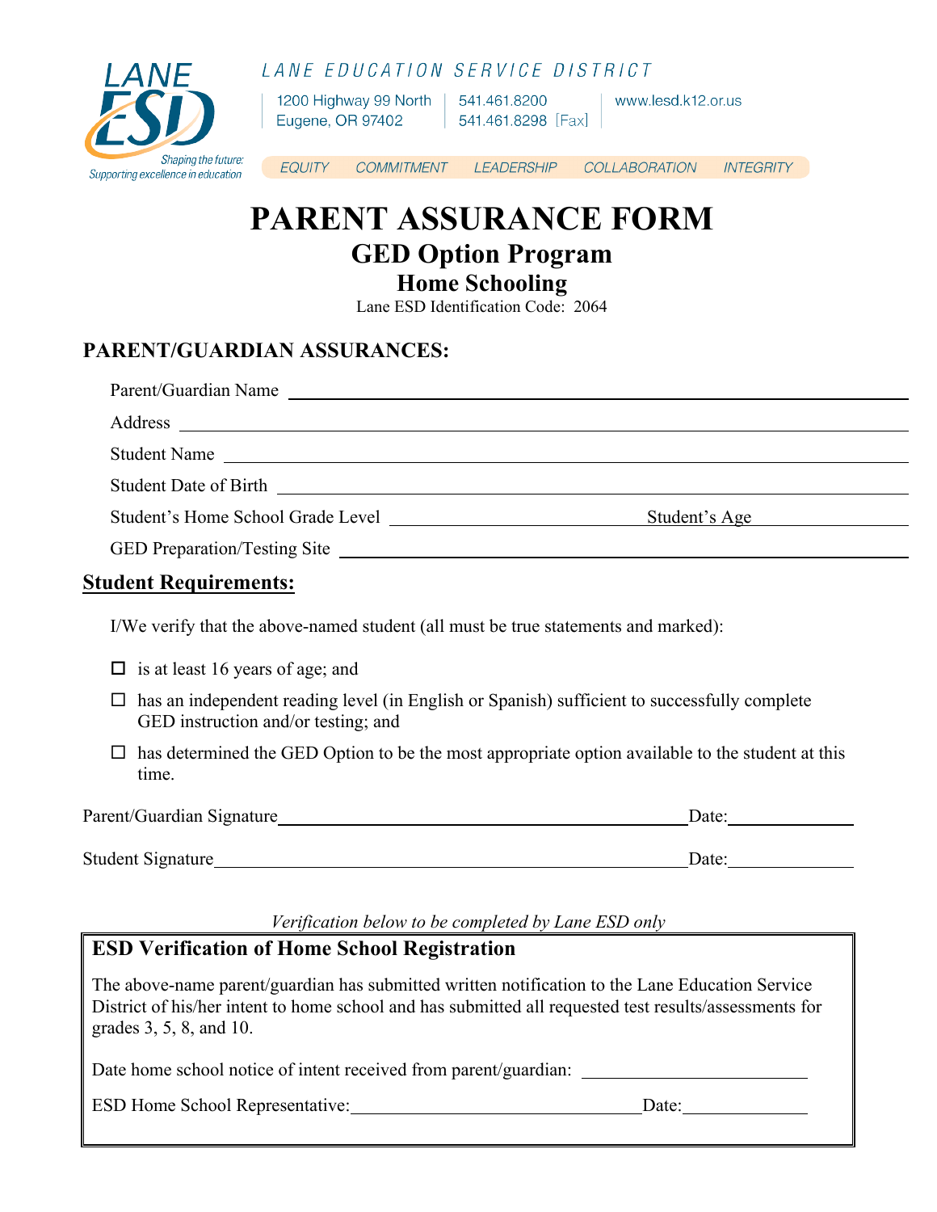LANE EDUCATION SERVICE DISTRICT

1200 Highway 99 North
Eugene, OR 97402

541.461.8200
541.461.8298 [Fax]

www.lesd.k12.or.us

LANE ESD
Shaping the future:
Supporting excellence in education

EQUITY COMMITMENT LEADERSHIP COLLABORATION INTEGRITY

# PARENT ASSURANCE FORM

## GED Option Program

### Home Schooling

Lane ESD Identification Code: 2064

## PARENT/GUARDIAN ASSURANCES:

Parent/Guardian Name ______________________________________________

Address ______________________________________________

Student Name ______________________________________________

Student Date of Birth ______________________________________________

Student's Home School Grade Level ____________________ Student's Age ____________

GED Preparation/Testing Site ______________________________________________

## Student Requirements:

I/We verify that the above-named student (all must be true statements and marked):

- ☐ is at least 16 years of age; and
- ☐ has an independent reading level (in English or Spanish) sufficient to successfully complete GED instruction and/or testing; and
- ☐ has determined the GED Option to be the most appropriate option available to the student at this time.

Parent/Guardian Signature ______________________________ Date: ____________

Student Signature ______________________________ Date: ____________

*Verification below to be completed by Lane ESD only*

### ESD Verification of Home School Registration

The above-name parent/guardian has submitted written notification to the Lane Education Service District of his/her intent to home school and has submitted all requested test results/assessments for grades 3, 5, 8, and 10.

Date home school notice of intent received from parent/guardian: ____________________

ESD Home School Representative: ______________________________ Date: ____________